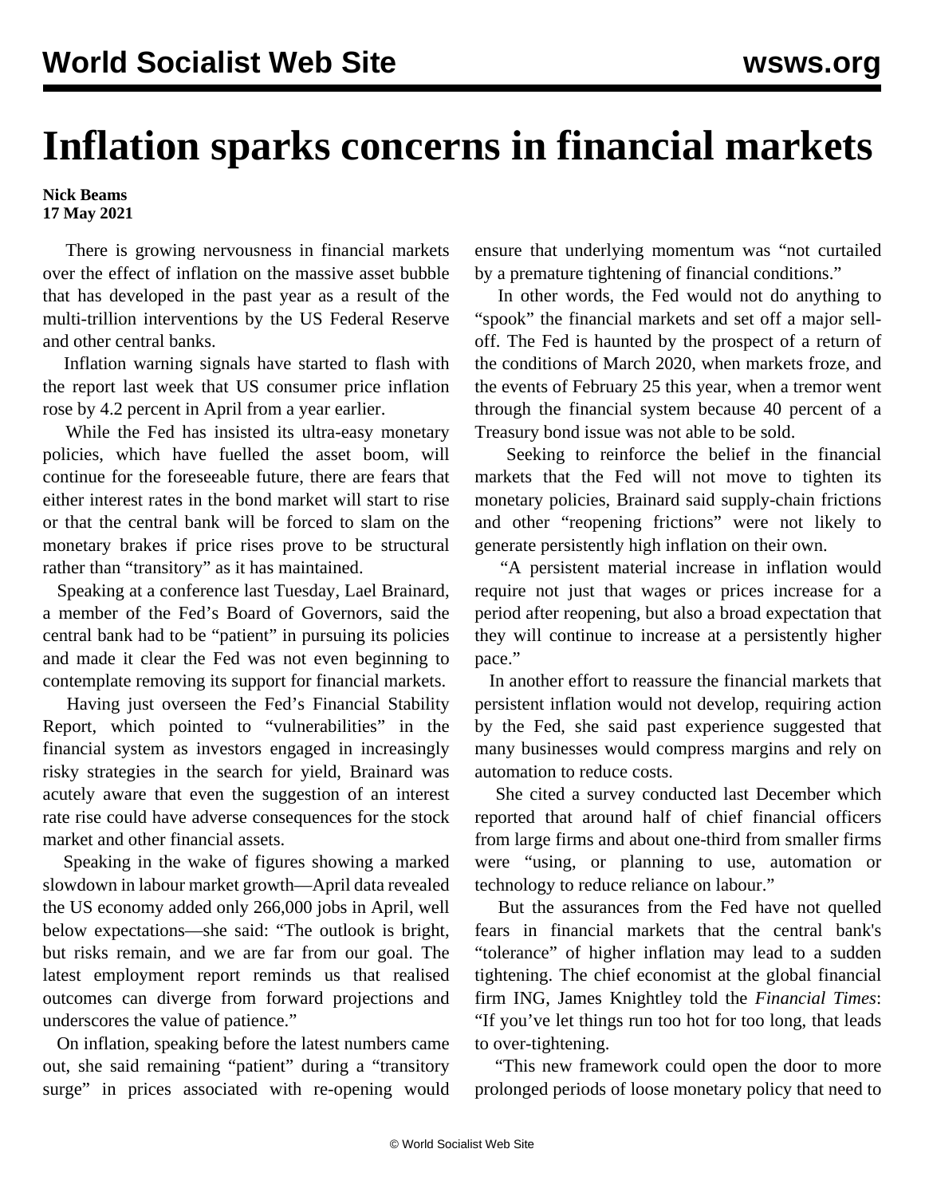# Inflation sparks concerns in financial markets

**Nick Beams**
**17 May 2021**

There is growing nervousness in financial markets over the effect of inflation on the massive asset bubble that has developed in the past year as a result of the multi-trillion interventions by the US Federal Reserve and other central banks.

Inflation warning signals have started to flash with the report last week that US consumer price inflation rose by 4.2 percent in April from a year earlier.

While the Fed has insisted its ultra-easy monetary policies, which have fuelled the asset boom, will continue for the foreseeable future, there are fears that either interest rates in the bond market will start to rise or that the central bank will be forced to slam on the monetary brakes if price rises prove to be structural rather than "transitory" as it has maintained.

Speaking at a conference last Tuesday, Lael Brainard, a member of the Fed's Board of Governors, said the central bank had to be "patient" in pursuing its policies and made it clear the Fed was not even beginning to contemplate removing its support for financial markets.

Having just overseen the Fed's Financial Stability Report, which pointed to "vulnerabilities" in the financial system as investors engaged in increasingly risky strategies in the search for yield, Brainard was acutely aware that even the suggestion of an interest rate rise could have adverse consequences for the stock market and other financial assets.

Speaking in the wake of figures showing a marked slowdown in labour market growth—April data revealed the US economy added only 266,000 jobs in April, well below expectations—she said: "The outlook is bright, but risks remain, and we are far from our goal. The latest employment report reminds us that realised outcomes can diverge from forward projections and underscores the value of patience."

On inflation, speaking before the latest numbers came out, she said remaining "patient" during a "transitory surge" in prices associated with re-opening would ensure that underlying momentum was "not curtailed by a premature tightening of financial conditions."

In other words, the Fed would not do anything to "spook" the financial markets and set off a major sell-off. The Fed is haunted by the prospect of a return of the conditions of March 2020, when markets froze, and the events of February 25 this year, when a tremor went through the financial system because 40 percent of a Treasury bond issue was not able to be sold.

Seeking to reinforce the belief in the financial markets that the Fed will not move to tighten its monetary policies, Brainard said supply-chain frictions and other "reopening frictions" were not likely to generate persistently high inflation on their own.

"A persistent material increase in inflation would require not just that wages or prices increase for a period after reopening, but also a broad expectation that they will continue to increase at a persistently higher pace."

In another effort to reassure the financial markets that persistent inflation would not develop, requiring action by the Fed, she said past experience suggested that many businesses would compress margins and rely on automation to reduce costs.

She cited a survey conducted last December which reported that around half of chief financial officers from large firms and about one-third from smaller firms were "using, or planning to use, automation or technology to reduce reliance on labour."

But the assurances from the Fed have not quelled fears in financial markets that the central bank's "tolerance" of higher inflation may lead to a sudden tightening. The chief economist at the global financial firm ING, James Knightley told the *Financial Times*: "If you've let things run too hot for too long, that leads to over-tightening.

"This new framework could open the door to more prolonged periods of loose monetary policy that need to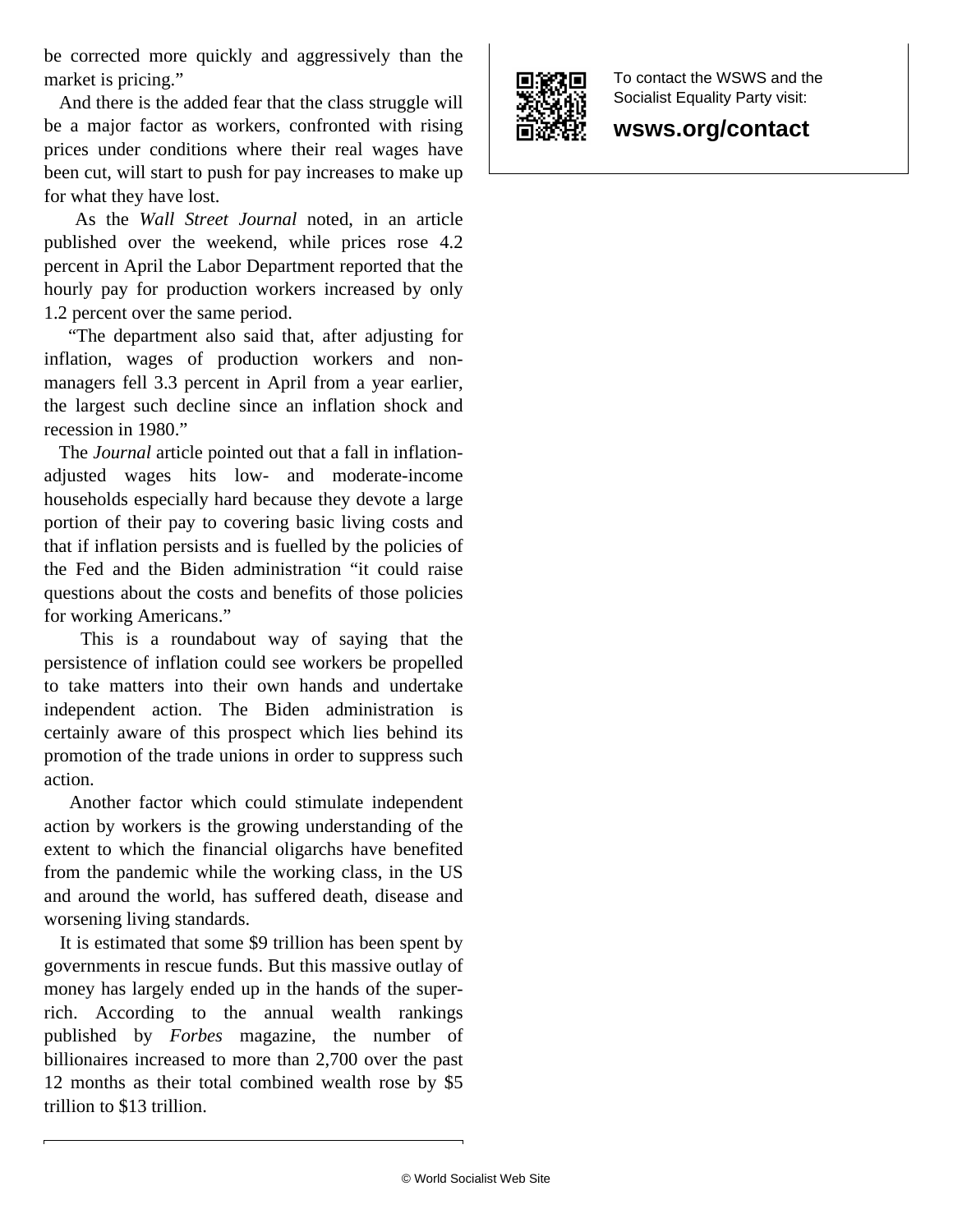be corrected more quickly and aggressively than the market is pricing."

And there is the added fear that the class struggle will be a major factor as workers, confronted with rising prices under conditions where their real wages have been cut, will start to push for pay increases to make up for what they have lost.

As the *Wall Street Journal* noted, in an article published over the weekend, while prices rose 4.2 percent in April the Labor Department reported that the hourly pay for production workers increased by only 1.2 percent over the same period.

"The department also said that, after adjusting for inflation, wages of production workers and non-managers fell 3.3 percent in April from a year earlier, the largest such decline since an inflation shock and recession in 1980."

The *Journal* article pointed out that a fall in inflation-adjusted wages hits low- and moderate-income households especially hard because they devote a large portion of their pay to covering basic living costs and that if inflation persists and is fuelled by the policies of the Fed and the Biden administration "it could raise questions about the costs and benefits of those policies for working Americans."

This is a roundabout way of saying that the persistence of inflation could see workers be propelled to take matters into their own hands and undertake independent action. The Biden administration is certainly aware of this prospect which lies behind its promotion of the trade unions in order to suppress such action.

Another factor which could stimulate independent action by workers is the growing understanding of the extent to which the financial oligarchs have benefited from the pandemic while the working class, in the US and around the world, has suffered death, disease and worsening living standards.

It is estimated that some $9 trillion has been spent by governments in rescue funds. But this massive outlay of money has largely ended up in the hands of the super-rich. According to the annual wealth rankings published by *Forbes* magazine, the number of billionaires increased to more than 2,700 over the past 12 months as their total combined wealth rose by $5 trillion to $13 trillion.

To contact the WSWS and the Socialist Equality Party visit:

**wsws.org/contact**